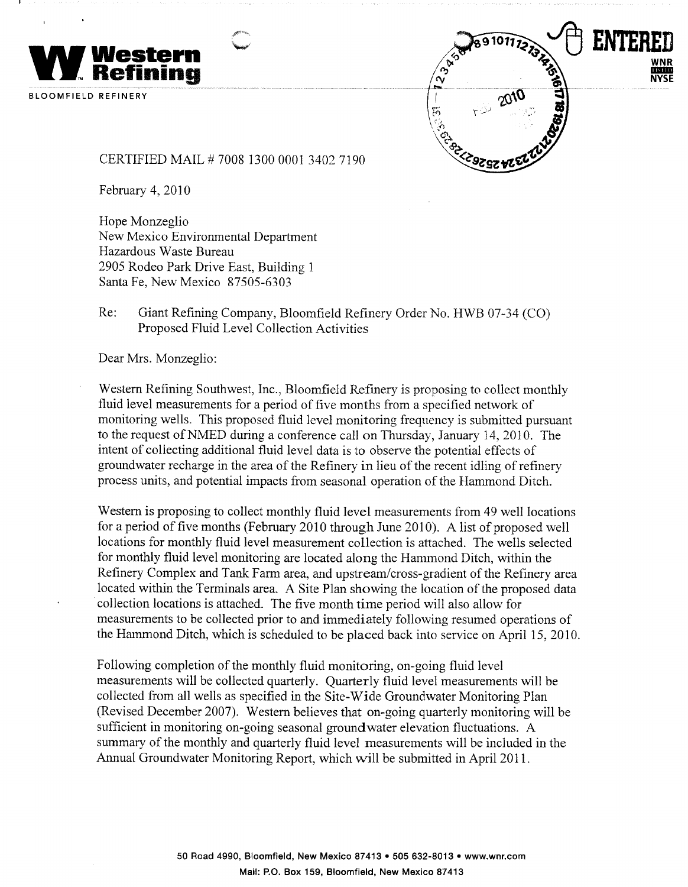**Western Refining**

BLOOMFIELD REFINERY

ENTERED

CERTIFIED MAIL # 7008 1300 0001 3402 7190

February 4, 2010

Hope Monzeglio
New Mexico Environmental Department
Hazardous Waste Bureau
2905 Rodeo Park Drive East, Building 1
Santa Fe, New Mexico 87505-6303

Re: Giant Refining Company, Bloomfield Refinery Order No. HWB 07-34 (CO)
Proposed Fluid Level Collection Activities

Dear Mrs. Monzeglio:

Western Refining Southwest, Inc., Bloomfield Refinery is proposing to collect monthly fluid level measurements for a period of five months from a specified network of monitoring wells. This proposed fluid level monitoring frequency is submitted pursuant to the request of NMED during a conference call on Thursday, January 14, 2010. The intent of collecting additional fluid level data is to observe the potential effects of groundwater recharge in the area of the Refinery in lieu of the recent idling of refinery process units, and potential impacts from seasonal operation of the Hammond Ditch.

Western is proposing to collect monthly fluid level measurements from 49 well locations for a period of five months (February 2010 through June 2010). A list of proposed well locations for monthly fluid level measurement collection is attached. The wells selected for monthly fluid level monitoring are located along the Hammond Ditch, within the Refinery Complex and Tank Farm area, and upstream/cross-gradient of the Refinery area located within the Terminals area. A Site Plan showing the location of the proposed data collection locations is attached. The five month time period will also allow for measurements to be collected prior to and immediately following resumed operations of the Hammond Ditch, which is scheduled to be placed back into service on April 15, 2010.

Following completion of the monthly fluid monitoring, on-going fluid level measurements will be collected quarterly. Quarterly fluid level measurements will be collected from all wells as specified in the Site-Wide Groundwater Monitoring Plan (Revised December 2007). Western believes that on-going quarterly monitoring will be sufficient in monitoring on-going seasonal groundwater elevation fluctuations. A summary of the monthly and quarterly fluid level measurements will be included in the Annual Groundwater Monitoring Report, which will be submitted in April 2011.

50 Road 4990, Bloomfield, New Mexico 87413 • 505 632-8013 • www.wnr.com
Mail: P.O. Box 159, Bloomfield, New Mexico 87413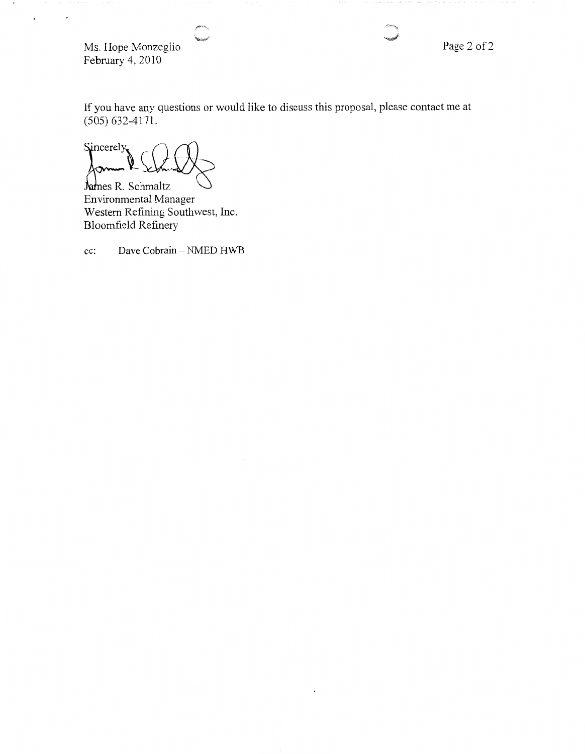Ms. Hope Monzeglio
February 4, 2010

If you have any questions or would like to discuss this proposal, please contact me at (505) 632-4171.

Sincerely,

James R. Schmaltz
Environmental Manager
Western Refining Southwest, Inc.
Bloomfield Refinery

cc: Dave Cobrain – NMED HWB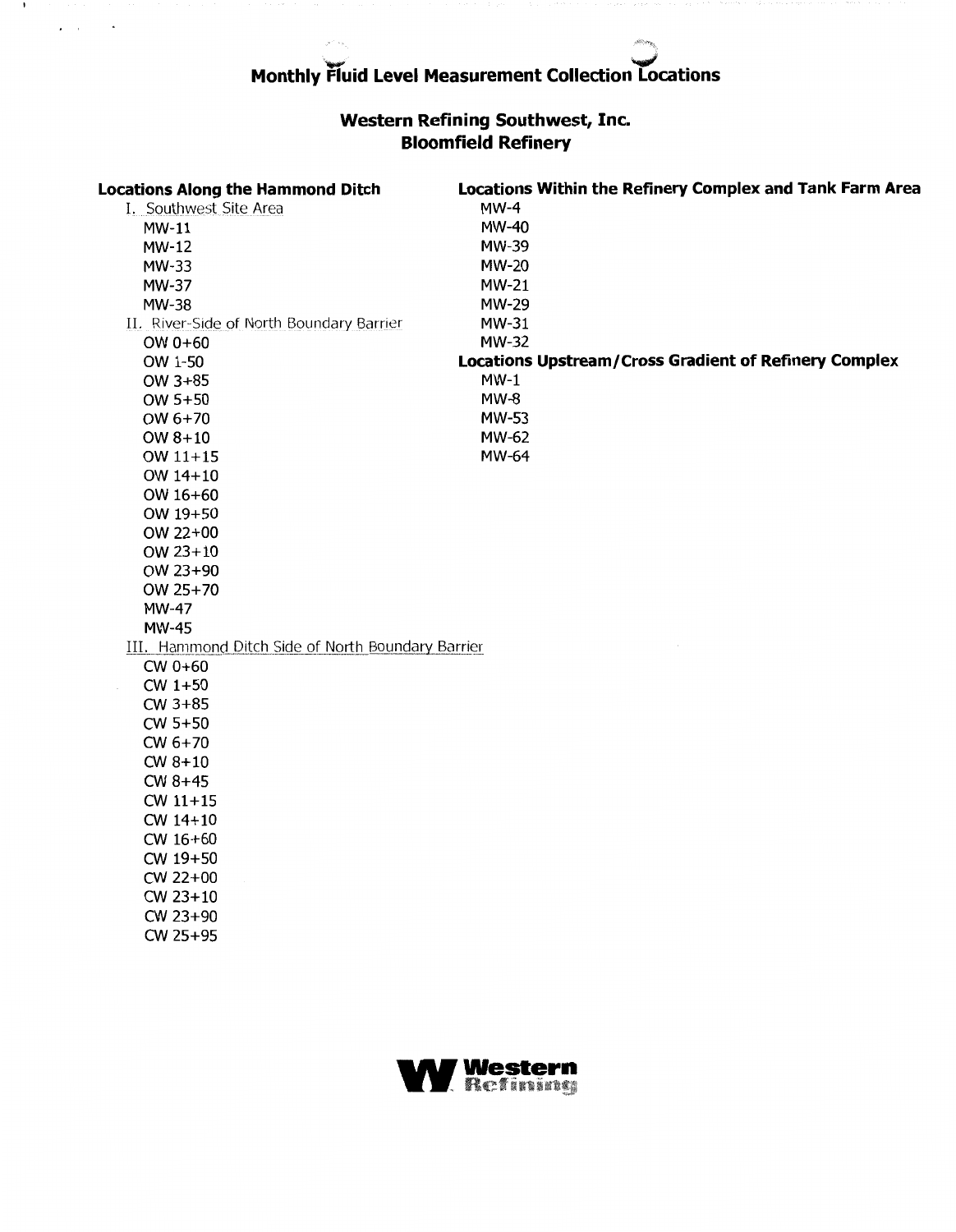# Monthly Fluid Level Measurement Collection Locations

## Western Refining Southwest, Inc.
## Bloomfield Refinery

### Locations Along the Hammond Ditch

I. Southwest Site Area

- MW-11
- MW-12
- MW-33
- MW-37
- MW-38

II. River-Side of North Boundary Barrier

- OW 0+60
- OW 1-50
- OW 3+85
- OW 5+50
- OW 6+70
- OW 8+10
- OW 11+15
- OW 14+10
- OW 16+60
- OW 19+50
- OW 22+00
- OW 23+10
- OW 23+90
- OW 25+70
- MW-47
- MW-45

III. Hammond Ditch Side of North Boundary Barrier

- CW 0+60
- CW 1+50
- CW 3+85
- CW 5+50
- CW 6+70
- CW 8+10
- CW 8+45
- CW 11+15
- CW 14+10
- CW 16+60
- CW 19+50
- CW 22+00
- CW 23+10
- CW 23+90
- CW 25+95

### Locations Within the Refinery Complex and Tank Farm Area

- MW-4
- MW-40
- MW-39
- MW-20
- MW-21
- MW-29
- MW-31
- MW-32

### Locations Upstream/Cross Gradient of Refinery Complex

- MW-1
- MW-8
- MW-53
- MW-62
- MW-64

Western Refining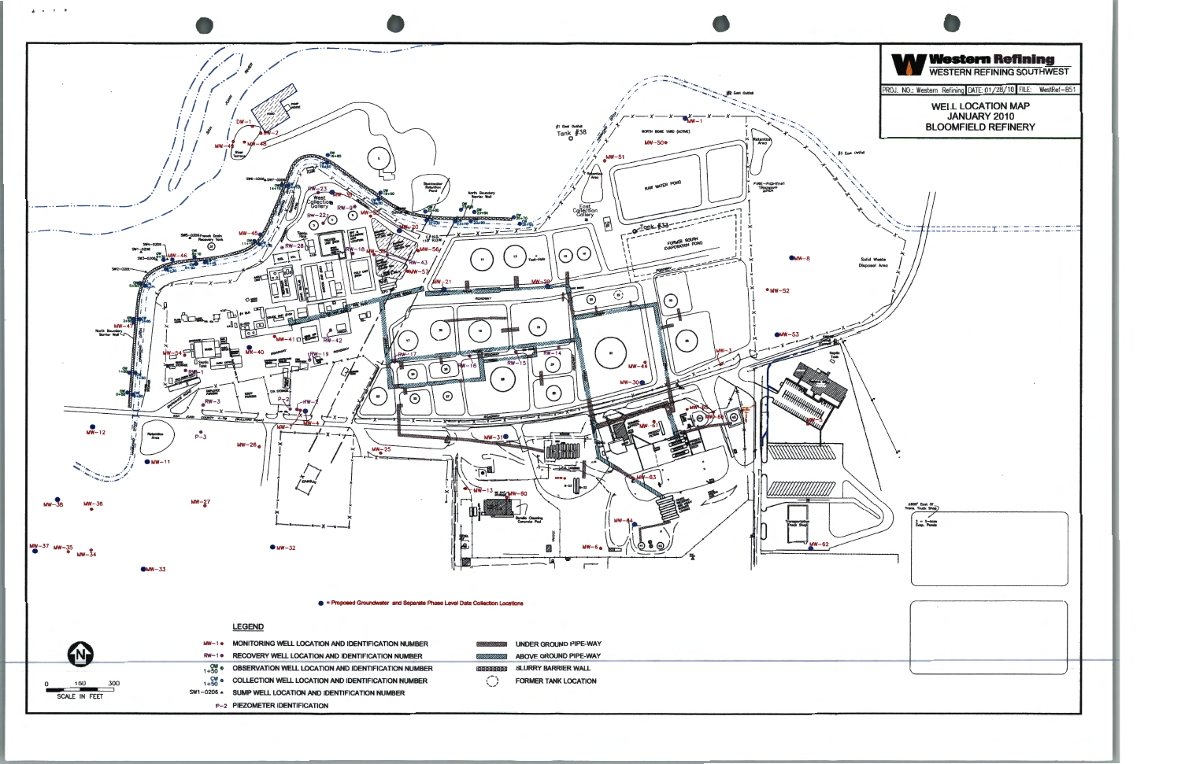**Western Refining**
WESTERN REFINING SOUTHWEST

PROJ. NO.: Western Refining | DATE: 01/28/10 | FILE: WestRef-B51

## WELL LOCATION MAP
## JANUARY 2010
## BLOOMFIELD REFINERY

● = Proposed Groundwater and Separate Phase Level Data Collection Locations

**LEGEND**

- MW-1 ● MONITORING WELL LOCATION AND IDENTIFICATION NUMBER
- RW-1 ● RECOVERY WELL LOCATION AND IDENTIFICATION NUMBER
- OW 1+50 ● OBSERVATION WELL LOCATION AND IDENTIFICATION NUMBER
- CW 1+50 ● COLLECTION WELL LOCATION AND IDENTIFICATION NUMBER
- SW1-0206 ▲ SUMP WELL LOCATION AND IDENTIFICATION NUMBER
- P-2 PIEZOMETER IDENTIFICATION
- UNDER GROUND PIPE-WAY
- ABOVE GROUND PIPE-WAY
- SLURRY BARRIER WALL
- FORMER TANK LOCATION

0 150 300
SCALE IN FEET